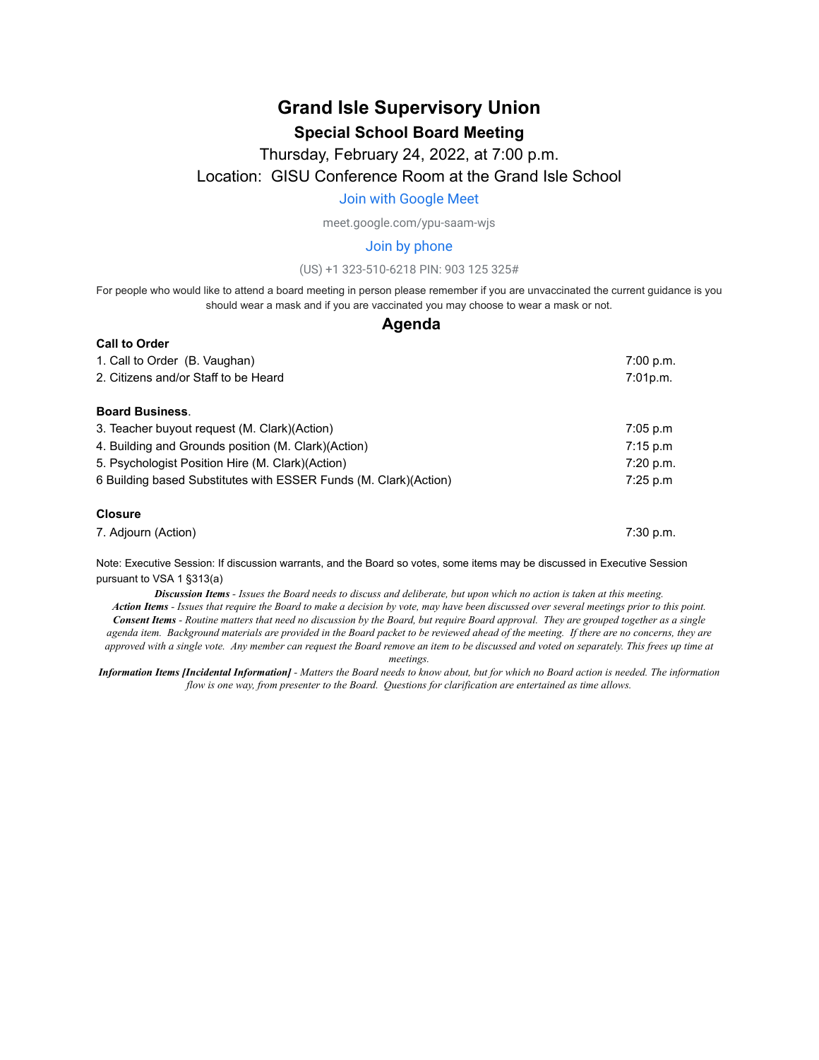# Grand Isle Supervisory Union

## Special School Board Meeting

Thursday, February 24, 2022, at 7:00 p.m.

Location: GISU Conference Room at the Grand Isle School

Join with Google Meet

meet.google.com/ypu-saam-wjs

Join by phone

(US) +1 323-510-6218 PIN: 903 125 325#

For people who would like to attend a board meeting in person please remember if you are unvaccinated the current guidance is you should wear a mask and if you are vaccinated you may choose to wear a mask or not.

## Agenda

**Call to Order**

| | |
|---|---|
| 1. Call to Order (B. Vaughan) | 7:00 p.m. |
| 2. Citizens and/or Staff to be Heard | 7:01p.m. |

**Board Business**.

| | |
|---|---|
| 3. Teacher buyout request (M. Clark)(Action) | 7:05 p.m |
| 4. Building and Grounds position (M. Clark)(Action) | 7:15 p.m |
| 5. Psychologist Position Hire (M. Clark)(Action) | 7:20 p.m. |
| 6 Building based Substitutes with ESSER Funds (M. Clark)(Action) | 7:25 p.m |

**Closure**

| | |
|---|---|
| 7. Adjourn (Action) | 7:30 p.m. |

Note: Executive Session: If discussion warrants, and the Board so votes, some items may be discussed in Executive Session pursuant to VSA 1 §313(a)

***Discussion Items*** *- Issues the Board needs to discuss and deliberate, but upon which no action is taken at this meeting.*

***Action Items*** *- Issues that require the Board to make a decision by vote, may have been discussed over several meetings prior to this point.*

***Consent Items*** *- Routine matters that need no discussion by the Board, but require Board approval. They are grouped together as a single agenda item. Background materials are provided in the Board packet to be reviewed ahead of the meeting. If there are no concerns, they are approved with a single vote. Any member can request the Board remove an item to be discussed and voted on separately. This frees up time at meetings.*

***Information Items [Incidental Information]*** *- Matters the Board needs to know about, but for which no Board action is needed. The information flow is one way, from presenter to the Board. Questions for clarification are entertained as time allows.*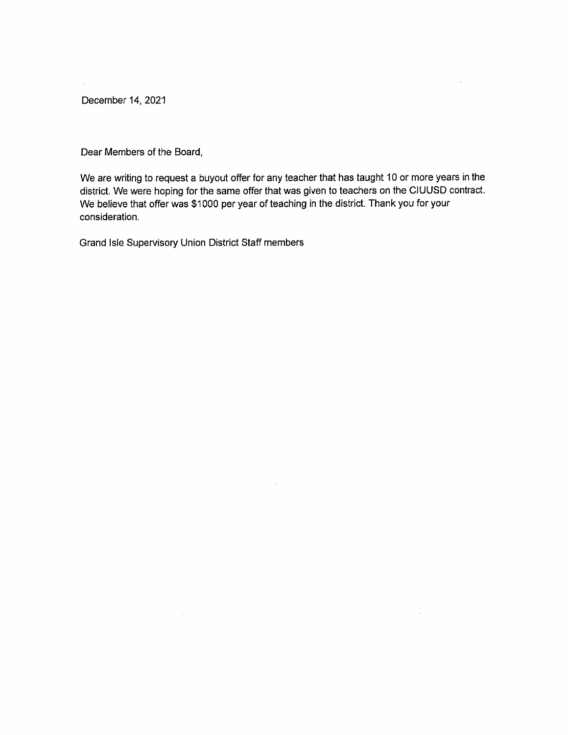December 14, 2021

Dear Members of the Board,

We are writing to request a buyout offer for any teacher that has taught 10 or more years in the district. We were hoping for the same offer that was given to teachers on the CIUUSD contract. We believe that offer was $1000 per year of teaching in the district. Thank you for your consideration.

Grand Isle Supervisory Union District Staff members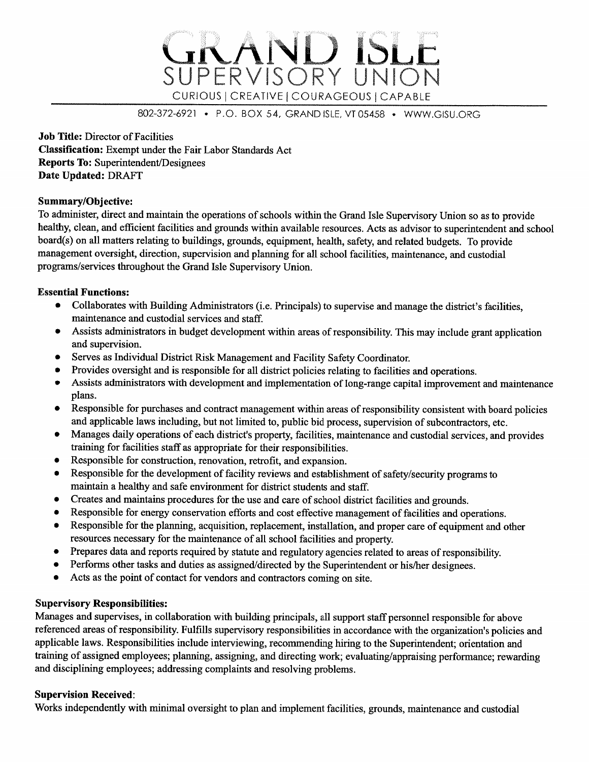# GRAND ISLE SUPERVISORY UNION

CURIOUS | CREATIVE | COURAGEOUS | CAPABLE

802-372-6921 • P.O. BOX 54, GRAND ISLE, VT 05458 • WWW.GISU.ORG

**Job Title:** Director of Facilities
**Classification:** Exempt under the Fair Labor Standards Act
**Reports To:** Superintendent/Designees
**Date Updated:** DRAFT

**Summary/Objective:**
To administer, direct and maintain the operations of schools within the Grand Isle Supervisory Union so as to provide healthy, clean, and efficient facilities and grounds within available resources. Acts as advisor to superintendent and school board(s) on all matters relating to buildings, grounds, equipment, health, safety, and related budgets. To provide management oversight, direction, supervision and planning for all school facilities, maintenance, and custodial programs/services throughout the Grand Isle Supervisory Union.

**Essential Functions:**

- Collaborates with Building Administrators (i.e. Principals) to supervise and manage the district's facilities, maintenance and custodial services and staff.
- Assists administrators in budget development within areas of responsibility. This may include grant application and supervision.
- Serves as Individual District Risk Management and Facility Safety Coordinator.
- Provides oversight and is responsible for all district policies relating to facilities and operations.
- Assists administrators with development and implementation of long-range capital improvement and maintenance plans.
- Responsible for purchases and contract management within areas of responsibility consistent with board policies and applicable laws including, but not limited to, public bid process, supervision of subcontractors, etc.
- Manages daily operations of each district's property, facilities, maintenance and custodial services, and provides training for facilities staff as appropriate for their responsibilities.
- Responsible for construction, renovation, retrofit, and expansion.
- Responsible for the development of facility reviews and establishment of safety/security programs to maintain a healthy and safe environment for district students and staff.
- Creates and maintains procedures for the use and care of school district facilities and grounds.
- Responsible for energy conservation efforts and cost effective management of facilities and operations.
- Responsible for the planning, acquisition, replacement, installation, and proper care of equipment and other resources necessary for the maintenance of all school facilities and property.
- Prepares data and reports required by statute and regulatory agencies related to areas of responsibility.
- Performs other tasks and duties as assigned/directed by the Superintendent or his/her designees.
- Acts as the point of contact for vendors and contractors coming on site.

**Supervisory Responsibilities:**
Manages and supervises, in collaboration with building principals, all support staff personnel responsible for above referenced areas of responsibility. Fulfills supervisory responsibilities in accordance with the organization's policies and applicable laws. Responsibilities include interviewing, recommending hiring to the Superintendent; orientation and training of assigned employees; planning, assigning, and directing work; evaluating/appraising performance; rewarding and disciplining employees; addressing complaints and resolving problems.

**Supervision Received:**
Works independently with minimal oversight to plan and implement facilities, grounds, maintenance and custodial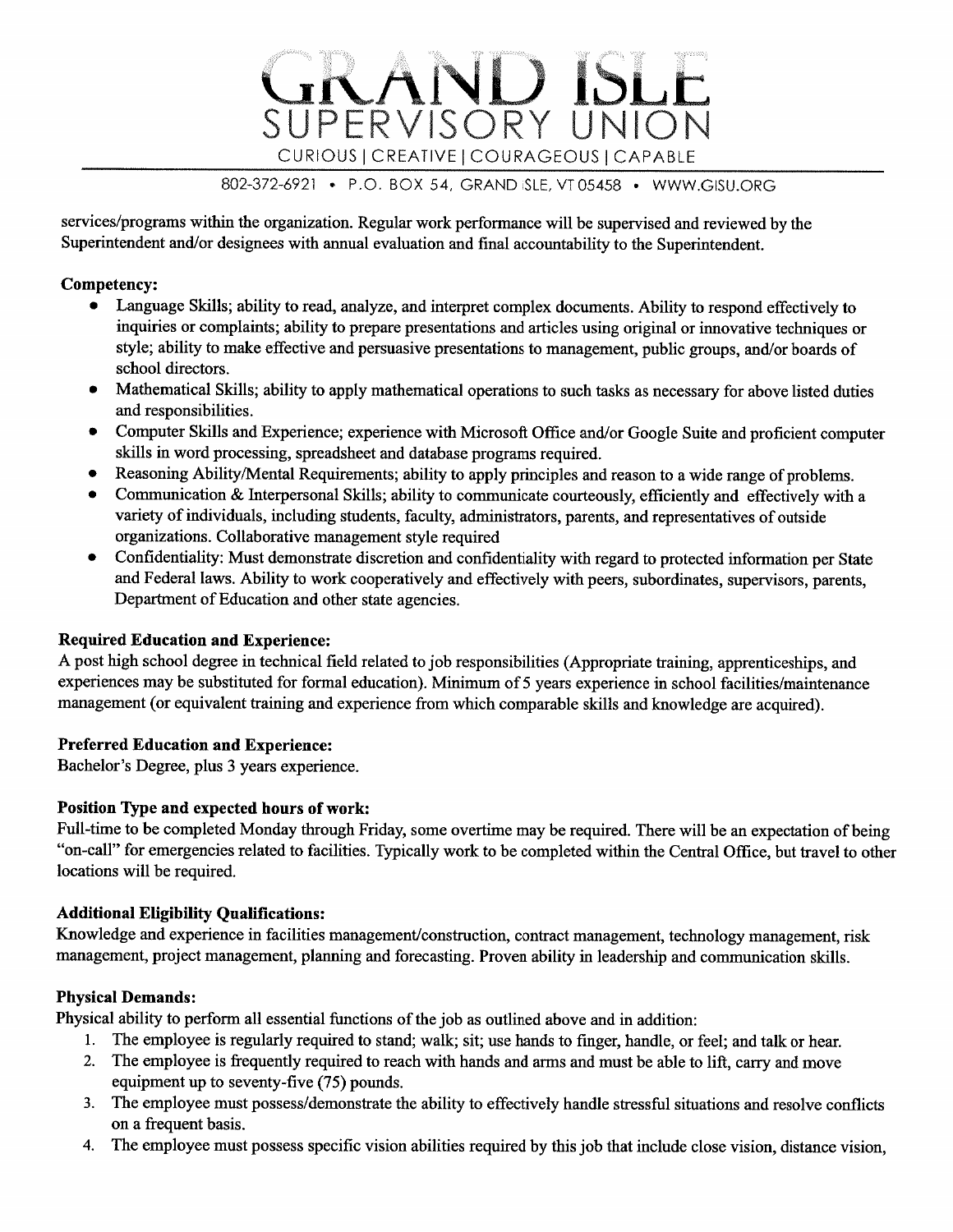services/programs within the organization. Regular work performance will be supervised and reviewed by the Superintendent and/or designees with annual evaluation and final accountability to the Superintendent.

**Competency:**

- Language Skills; ability to read, analyze, and interpret complex documents. Ability to respond effectively to inquiries or complaints; ability to prepare presentations and articles using original or innovative techniques or style; ability to make effective and persuasive presentations to management, public groups, and/or boards of school directors.
- Mathematical Skills; ability to apply mathematical operations to such tasks as necessary for above listed duties and responsibilities.
- Computer Skills and Experience; experience with Microsoft Office and/or Google Suite and proficient computer skills in word processing, spreadsheet and database programs required.
- Reasoning Ability/Mental Requirements; ability to apply principles and reason to a wide range of problems.
- Communication & Interpersonal Skills; ability to communicate courteously, efficiently and effectively with a variety of individuals, including students, faculty, administrators, parents, and representatives of outside organizations. Collaborative management style required
- Confidentiality: Must demonstrate discretion and confidentiality with regard to protected information per State and Federal laws. Ability to work cooperatively and effectively with peers, subordinates, supervisors, parents, Department of Education and other state agencies.

**Required Education and Experience:**

A post high school degree in technical field related to job responsibilities (Appropriate training, apprenticeships, and experiences may be substituted for formal education). Minimum of 5 years experience in school facilities/maintenance management (or equivalent training and experience from which comparable skills and knowledge are acquired).

**Preferred Education and Experience:**

Bachelor's Degree, plus 3 years experience.

**Position Type and expected hours of work:**

Full-time to be completed Monday through Friday, some overtime may be required. There will be an expectation of being "on-call" for emergencies related to facilities. Typically work to be completed within the Central Office, but travel to other locations will be required.

**Additional Eligibility Qualifications:**

Knowledge and experience in facilities management/construction, contract management, technology management, risk management, project management, planning and forecasting. Proven ability in leadership and communication skills.

**Physical Demands:**

Physical ability to perform all essential functions of the job as outlined above and in addition:

1. The employee is regularly required to stand; walk; sit; use hands to finger, handle, or feel; and talk or hear.
2. The employee is frequently required to reach with hands and arms and must be able to lift, carry and move equipment up to seventy-five (75) pounds.
3. The employee must possess/demonstrate the ability to effectively handle stressful situations and resolve conflicts on a frequent basis.
4. The employee must possess specific vision abilities required by this job that include close vision, distance vision,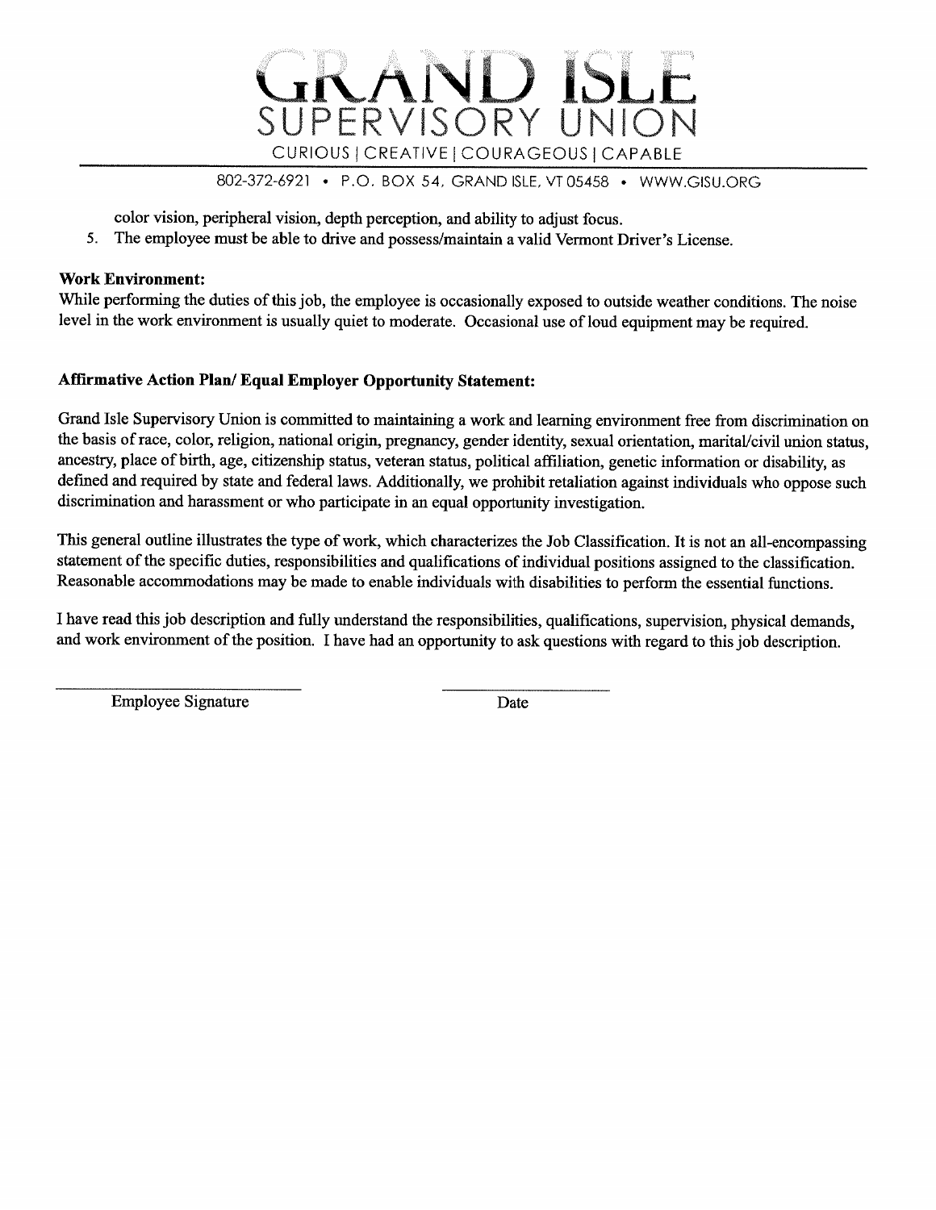color vision, peripheral vision, depth perception, and ability to adjust focus.

5. The employee must be able to drive and possess/maintain a valid Vermont Driver's License.

**Work Environment:**

While performing the duties of this job, the employee is occasionally exposed to outside weather conditions. The noise level in the work environment is usually quiet to moderate. Occasional use of loud equipment may be required.

**Affirmative Action Plan/ Equal Employer Opportunity Statement:**

Grand Isle Supervisory Union is committed to maintaining a work and learning environment free from discrimination on the basis of race, color, religion, national origin, pregnancy, gender identity, sexual orientation, marital/civil union status, ancestry, place of birth, age, citizenship status, veteran status, political affiliation, genetic information or disability, as defined and required by state and federal laws. Additionally, we prohibit retaliation against individuals who oppose such discrimination and harassment or who participate in an equal opportunity investigation.

This general outline illustrates the type of work, which characterizes the Job Classification. It is not an all-encompassing statement of the specific duties, responsibilities and qualifications of individual positions assigned to the classification. Reasonable accommodations may be made to enable individuals with disabilities to perform the essential functions.

I have read this job description and fully understand the responsibilities, qualifications, supervision, physical demands, and work environment of the position. I have had an opportunity to ask questions with regard to this job description.

\_\_\_\_\_\_\_\_\_\_\_\_\_\_\_\_\_\_\_\_\_\_\_\_\_\_\_\_ \_\_\_\_\_\_\_\_\_\_\_\_\_\_\_\_\_\_\_\_

Employee Signature Date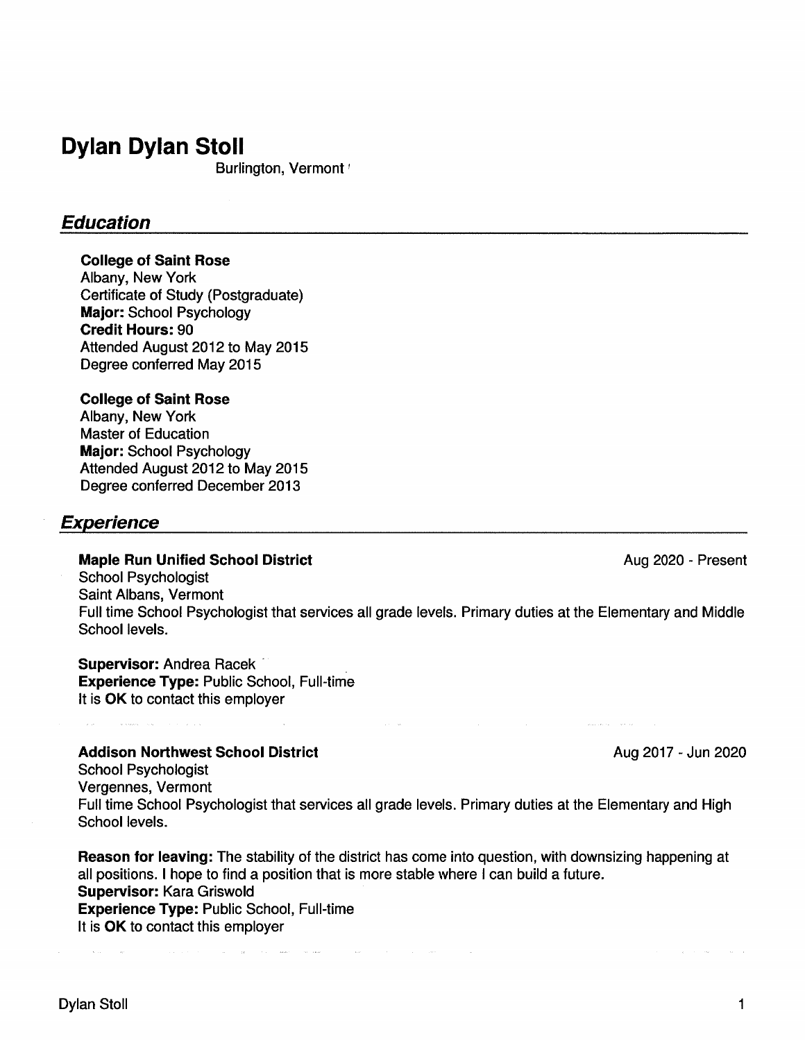# Dylan Dylan Stoll

Burlington, Vermont

## *Education*

**College of Saint Rose**
Albany, New York
Certificate of Study (Postgraduate)
**Major:** School Psychology
**Credit Hours:** 90
Attended August 2012 to May 2015
Degree conferred May 2015

**College of Saint Rose**
Albany, New York
Master of Education
**Major:** School Psychology
Attended August 2012 to May 2015
Degree conferred December 2013

## *Experience*

**Maple Run Unified School District** — Aug 2020 - Present
School Psychologist
Saint Albans, Vermont
Full time School Psychologist that services all grade levels. Primary duties at the Elementary and Middle School levels.

**Supervisor:** Andrea Racek
**Experience Type:** Public School, Full-time
It is **OK** to contact this employer

**Addison Northwest School District** — Aug 2017 - Jun 2020
School Psychologist
Vergennes, Vermont
Full time School Psychologist that services all grade levels. Primary duties at the Elementary and High School levels.

**Reason for leaving:** The stability of the district has come into question, with downsizing happening at all positions. I hope to find a position that is more stable where I can build a future.
**Supervisor:** Kara Griswold
**Experience Type:** Public School, Full-time
It is **OK** to contact this employer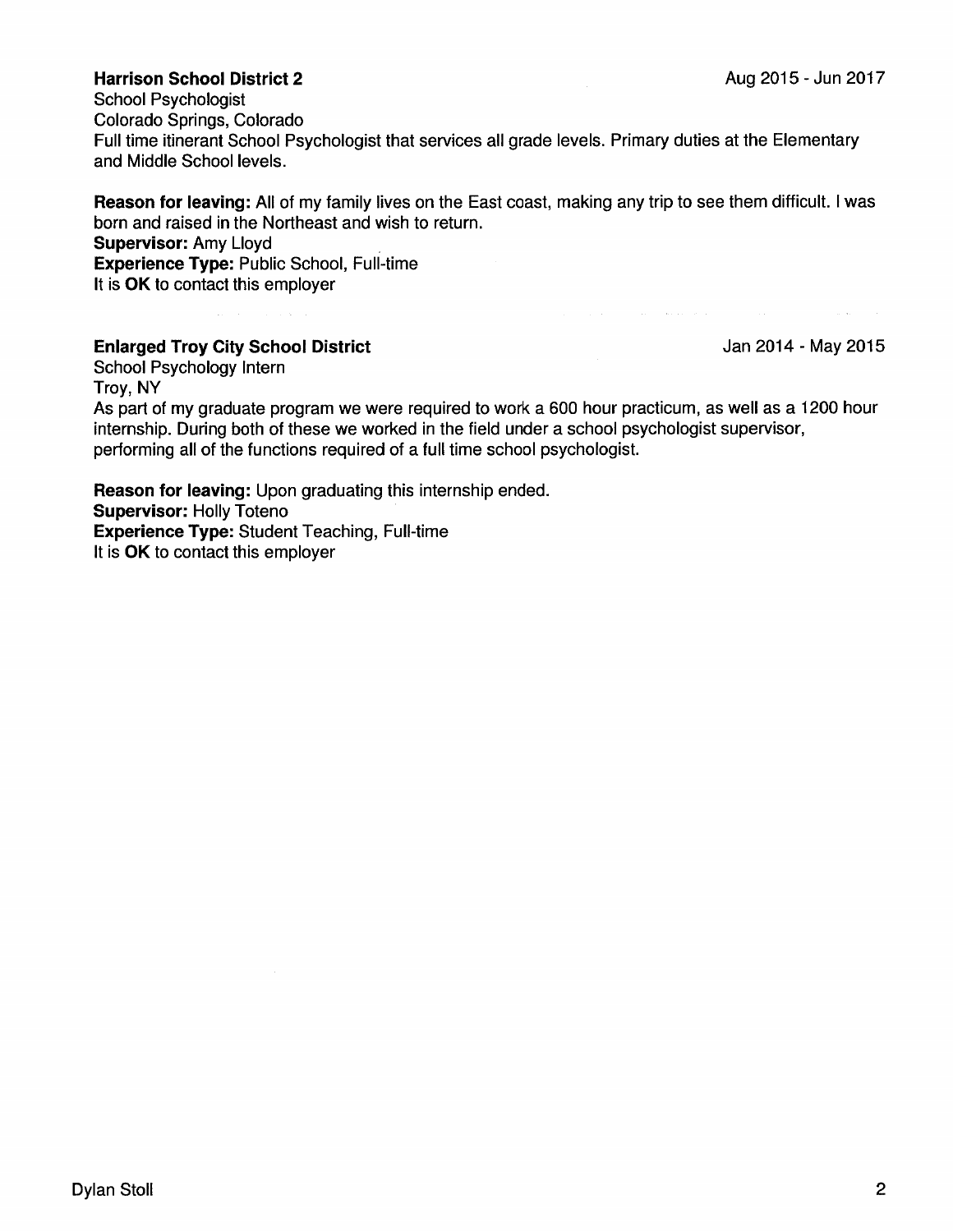**Harrison School District 2** Aug 2015 - Jun 2017
School Psychologist
Colorado Springs, Colorado
Full time itinerant School Psychologist that services all grade levels. Primary duties at the Elementary and Middle School levels.

**Reason for leaving:** All of my family lives on the East coast, making any trip to see them difficult. I was born and raised in the Northeast and wish to return.
**Supervisor:** Amy Lloyd
**Experience Type:** Public School, Full-time
It is **OK** to contact this employer

**Enlarged Troy City School District** Jan 2014 - May 2015
School Psychology Intern
Troy, NY
As part of my graduate program we were required to work a 600 hour practicum, as well as a 1200 hour internship. During both of these we worked in the field under a school psychologist supervisor, performing all of the functions required of a full time school psychologist.

**Reason for leaving:** Upon graduating this internship ended.
**Supervisor:** Holly Toteno
**Experience Type:** Student Teaching, Full-time
It is **OK** to contact this employer